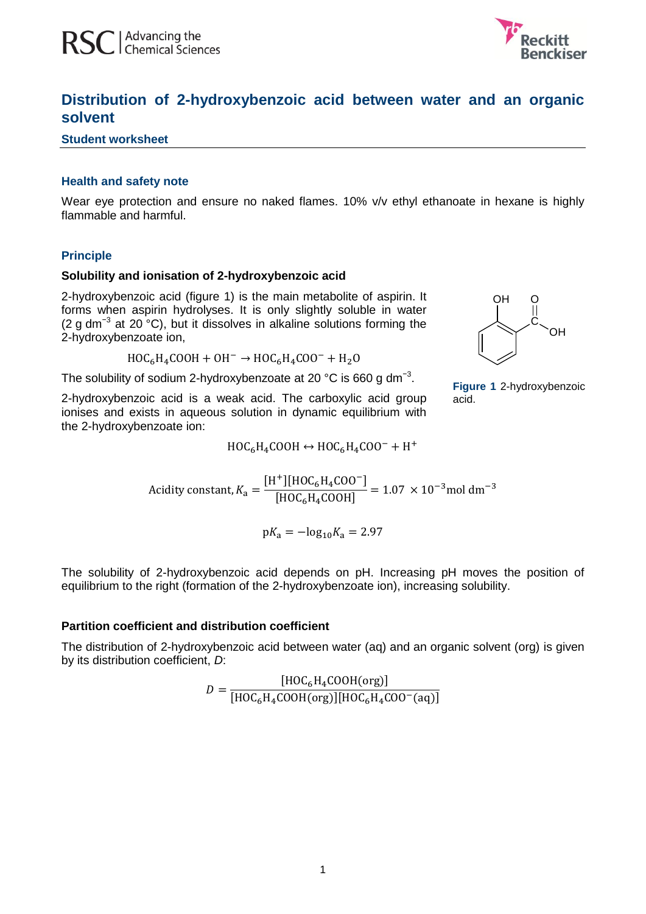# Distribution of 2-hydroxybenzoic acid between water and an organic solvent

**Student worksheet**

## Health and safety note

Wear eye protection and ensure no naked flames. 10% v/v ethyl ethanoate in hexane is highly flammable and harmful.

## Principle

### Solubility and ionisation of 2-hydroxybenzoic acid

2-hydroxybenzoic acid (figure 1) is the main metabolite of aspirin. It forms when aspirin hydrolyses. It is only slightly soluble in water (2 g dm$^{-3}$ at 20 °C), but it dissolves in alkaline solutions forming the 2-hydroxybenzoate ion,

$$\mathrm{HOC_6H_4COOH + OH^- \rightarrow HOC_6H_4COO^- + H_2O}$$

The solubility of sodium 2-hydroxybenzoate at 20 °C is 660 g dm$^{-3}$.

**Figure 1** 2-hydroxybenzoic acid.

2-hydroxybenzoic acid is a weak acid. The carboxylic acid group ionises and exists in aqueous solution in dynamic equilibrium with the 2-hydroxybenzoate ion:

$$\mathrm{HOC_6H_4COOH \leftrightarrow HOC_6H_4COO^- + H^+}$$

$$\text{Acidity constant, } K_\mathrm{a} = \frac{[\mathrm{H^+}][\mathrm{HOC_6H_4COO^-}]}{[\mathrm{HOC_6H_4COOH}]} = 1.07 \times 10^{-3}\,\mathrm{mol\ dm^{-3}}$$

$$\mathrm{p}K_\mathrm{a} = -\log_{10} K_\mathrm{a} = 2.97$$

The solubility of 2-hydroxybenzoic acid depends on pH. Increasing pH moves the position of equilibrium to the right (formation of the 2-hydroxybenzoate ion), increasing solubility.

### Partition coefficient and distribution coefficient

The distribution of 2-hydroxybenzoic acid between water (aq) and an organic solvent (org) is given by its distribution coefficient, *D*:

$$D = \frac{[\mathrm{HOC_6H_4COOH(org)}]}{[\mathrm{HOC_6H_4COOH(org)}][\mathrm{HOC_6H_4COO^-(aq)}]}$$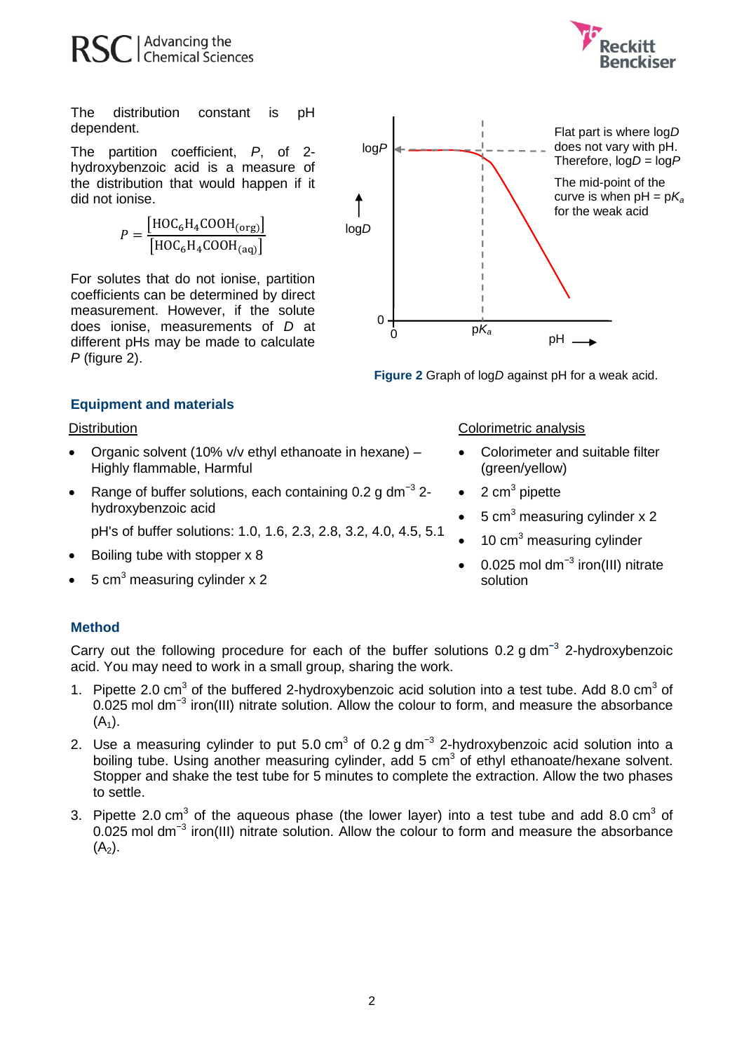The distribution constant is pH dependent.

The partition coefficient, *P*, of 2-hydroxybenzoic acid is a measure of the distribution that would happen if it did not ionise.

$$P = \frac{[HOC_6H_4COOH_{(org)}]}{[HOC_6H_4COOH_{(aq)}]}$$

For solutes that do not ionise, partition coefficients can be determined by direct measurement. However, if the solute does ionise, measurements of *D* at different pHs may be made to calculate *P* (figure 2).

Flat part is where log*D* does not vary with pH. Therefore, log*D* = log*P*

The mid-point of the curve is when pH = p$K_a$ for the weak acid

**Figure 2** Graph of log*D* against pH for a weak acid.

## Equipment and materials

Distribution

- Organic solvent (10% v/v ethyl ethanoate in hexane) – Highly flammable, Harmful
- Range of buffer solutions, each containing 0.2 g dm$^{-3}$ 2-hydroxybenzoic acid

  pH's of buffer solutions: 1.0, 1.6, 2.3, 2.8, 3.2, 4.0, 4.5, 5.1
- Boiling tube with stopper x 8
- 5 cm$^3$ measuring cylinder x 2

Colorimetric analysis

- Colorimeter and suitable filter (green/yellow)
- 2 cm$^3$ pipette
- 5 cm$^3$ measuring cylinder x 2
- 10 cm$^3$ measuring cylinder
- 0.025 mol dm$^{-3}$ iron(III) nitrate solution

## Method

Carry out the following procedure for each of the buffer solutions 0.2 g dm$^{-3}$ 2-hydroxybenzoic acid. You may need to work in a small group, sharing the work.

1. Pipette 2.0 cm$^3$ of the buffered 2-hydroxybenzoic acid solution into a test tube. Add 8.0 cm$^3$ of 0.025 mol dm$^{-3}$ iron(III) nitrate solution. Allow the colour to form, and measure the absorbance ($A_1$).
2. Use a measuring cylinder to put 5.0 cm$^3$ of 0.2 g dm$^{-3}$ 2-hydroxybenzoic acid solution into a boiling tube. Using another measuring cylinder, add 5 cm$^3$ of ethyl ethanoate/hexane solvent. Stopper and shake the test tube for 5 minutes to complete the extraction. Allow the two phases to settle.
3. Pipette 2.0 cm$^3$ of the aqueous phase (the lower layer) into a test tube and add 8.0 cm$^3$ of 0.025 mol dm$^{-3}$ iron(III) nitrate solution. Allow the colour to form and measure the absorbance ($A_2$).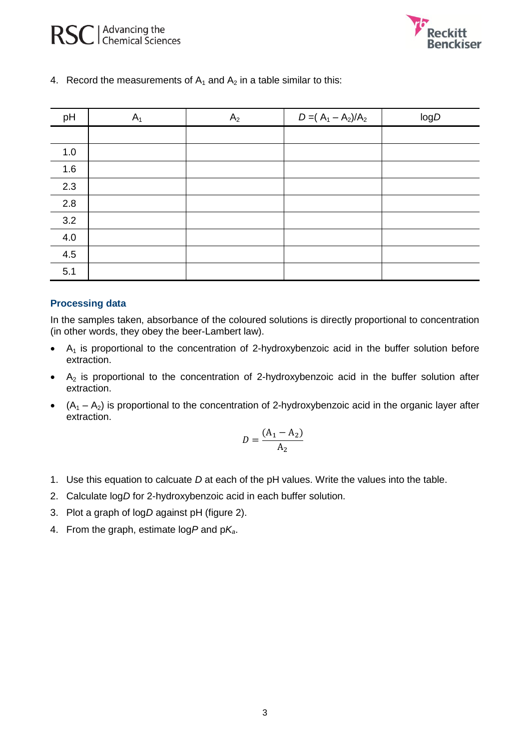4. Record the measurements of $A_1$ and $A_2$ in a table similar to this:

| pH | $A_1$ | $A_2$ | $D = (A_1 - A_2)/A_2$ | log$D$ |
|---|---|---|---|---|
| | | | | |
| 1.0 | | | | |
| 1.6 | | | | |
| 2.3 | | | | |
| 2.8 | | | | |
| 3.2 | | | | |
| 4.0 | | | | |
| 4.5 | | | | |
| 5.1 | | | | |

### Processing data

In the samples taken, absorbance of the coloured solutions is directly proportional to concentration (in other words, they obey the beer-Lambert law).

- $A_1$ is proportional to the concentration of 2-hydroxybenzoic acid in the buffer solution before extraction.
- $A_2$ is proportional to the concentration of 2-hydroxybenzoic acid in the buffer solution after extraction.
- $(A_1 - A_2)$ is proportional to the concentration of 2-hydroxybenzoic acid in the organic layer after extraction.

$$D = \frac{(A_1 - A_2)}{A_2}$$

1. Use this equation to calcuate $D$ at each of the pH values. Write the values into the table.
2. Calculate log$D$ for 2-hydroxybenzoic acid in each buffer solution.
3. Plot a graph of log$D$ against pH (figure 2).
4. From the graph, estimate log$P$ and p$K_a$.